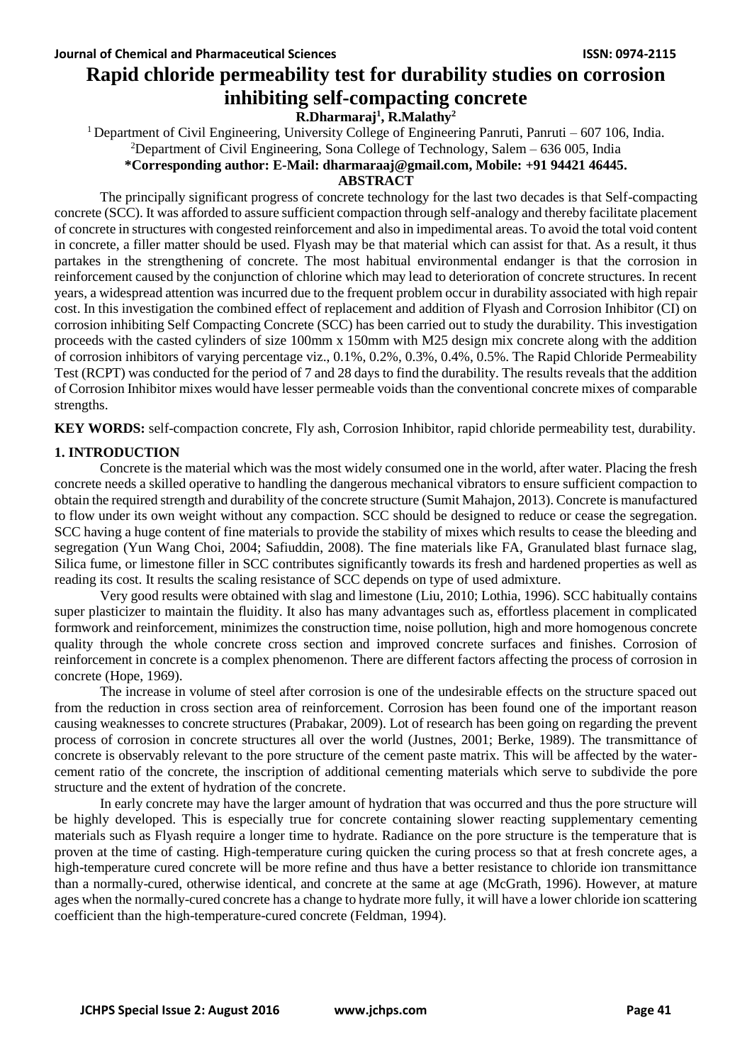# Rapid chloride permeability test for durability studies on corrosion inhibiting self-compacting concrete

**R.Dharmaraj[1], R.Malathy[2]**

[1] Department of Civil Engineering, University College of Engineering Panruti, Panruti – 607 106, India.
[2]Department of Civil Engineering, Sona College of Technology, Salem – 636 005, India

**\*Corresponding author: E-Mail: dharmaraaj@gmail.com, Mobile: +91 94421 46445.**

## ABSTRACT

The principally significant progress of concrete technology for the last two decades is that Self-compacting concrete (SCC). It was afforded to assure sufficient compaction through self-analogy and thereby facilitate placement of concrete in structures with congested reinforcement and also in impedimental areas. To avoid the total void content in concrete, a filler matter should be used. Flyash may be that material which can assist for that. As a result, it thus partakes in the strengthening of concrete. The most habitual environmental endanger is that the corrosion in reinforcement caused by the conjunction of chlorine which may lead to deterioration of concrete structures. In recent years, a widespread attention was incurred due to the frequent problem occur in durability associated with high repair cost. In this investigation the combined effect of replacement and addition of Flyash and Corrosion Inhibitor (CI) on corrosion inhibiting Self Compacting Concrete (SCC) has been carried out to study the durability. This investigation proceeds with the casted cylinders of size 100mm x 150mm with M25 design mix concrete along with the addition of corrosion inhibitors of varying percentage viz., 0.1%, 0.2%, 0.3%, 0.4%, 0.5%. The Rapid Chloride Permeability Test (RCPT) was conducted for the period of 7 and 28 days to find the durability. The results reveals that the addition of Corrosion Inhibitor mixes would have lesser permeable voids than the conventional concrete mixes of comparable strengths.

**KEY WORDS:** self-compaction concrete, Fly ash, Corrosion Inhibitor, rapid chloride permeability test, durability.

## 1. INTRODUCTION

Concrete is the material which was the most widely consumed one in the world, after water. Placing the fresh concrete needs a skilled operative to handling the dangerous mechanical vibrators to ensure sufficient compaction to obtain the required strength and durability of the concrete structure (Sumit Mahajon, 2013). Concrete is manufactured to flow under its own weight without any compaction. SCC should be designed to reduce or cease the segregation. SCC having a huge content of fine materials to provide the stability of mixes which results to cease the bleeding and segregation (Yun Wang Choi, 2004; Safiuddin, 2008). The fine materials like FA, Granulated blast furnace slag, Silica fume, or limestone filler in SCC contributes significantly towards its fresh and hardened properties as well as reading its cost. It results the scaling resistance of SCC depends on type of used admixture.

Very good results were obtained with slag and limestone (Liu, 2010; Lothia, 1996). SCC habitually contains super plasticizer to maintain the fluidity. It also has many advantages such as, effortless placement in complicated formwork and reinforcement, minimizes the construction time, noise pollution, high and more homogenous concrete quality through the whole concrete cross section and improved concrete surfaces and finishes. Corrosion of reinforcement in concrete is a complex phenomenon. There are different factors affecting the process of corrosion in concrete (Hope, 1969).

The increase in volume of steel after corrosion is one of the undesirable effects on the structure spaced out from the reduction in cross section area of reinforcement. Corrosion has been found one of the important reason causing weaknesses to concrete structures (Prabakar, 2009). Lot of research has been going on regarding the prevent process of corrosion in concrete structures all over the world (Justnes, 2001; Berke, 1989). The transmittance of concrete is observably relevant to the pore structure of the cement paste matrix. This will be affected by the water-cement ratio of the concrete, the inscription of additional cementing materials which serve to subdivide the pore structure and the extent of hydration of the concrete.

In early concrete may have the larger amount of hydration that was occurred and thus the pore structure will be highly developed. This is especially true for concrete containing slower reacting supplementary cementing materials such as Flyash require a longer time to hydrate. Radiance on the pore structure is the temperature that is proven at the time of casting. High-temperature curing quicken the curing process so that at fresh concrete ages, a high-temperature cured concrete will be more refine and thus have a better resistance to chloride ion transmittance than a normally-cured, otherwise identical, and concrete at the same at age (McGrath, 1996). However, at mature ages when the normally-cured concrete has a change to hydrate more fully, it will have a lower chloride ion scattering coefficient than the high-temperature-cured concrete (Feldman, 1994).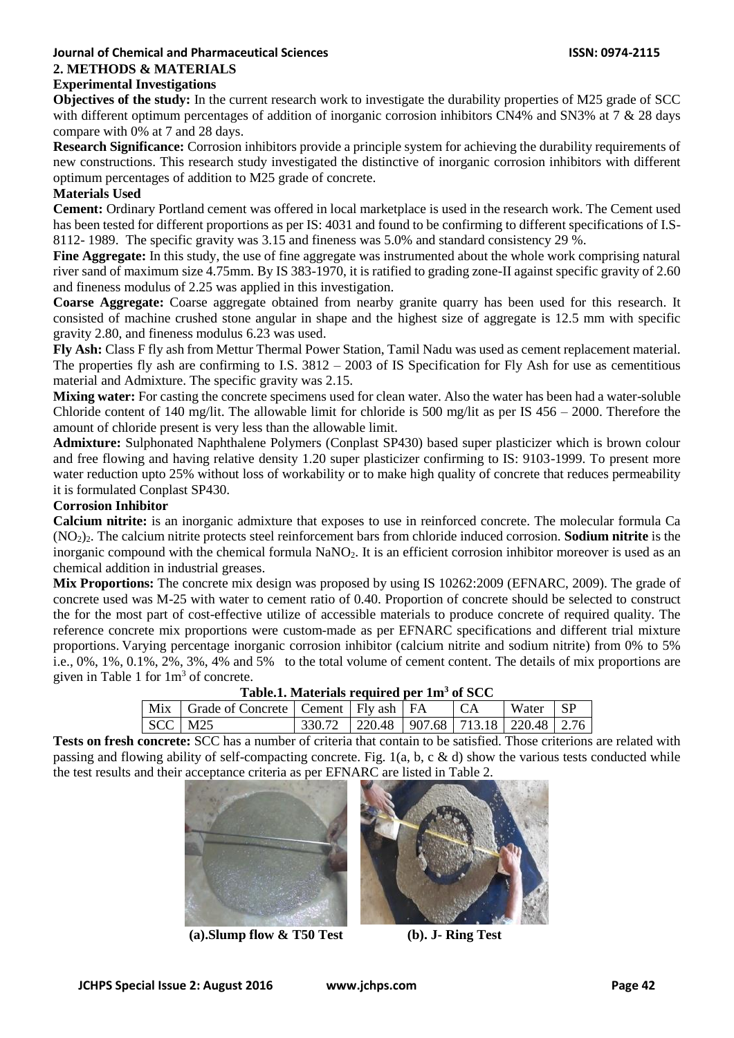## 2. METHODS & MATERIALS

### Experimental Investigations

**Objectives of the study:** In the current research work to investigate the durability properties of M25 grade of SCC with different optimum percentages of addition of inorganic corrosion inhibitors CN4% and SN3% at 7 & 28 days compare with 0% at 7 and 28 days.

**Research Significance:** Corrosion inhibitors provide a principle system for achieving the durability requirements of new constructions. This research study investigated the distinctive of inorganic corrosion inhibitors with different optimum percentages of addition to M25 grade of concrete.

### Materials Used

**Cement:** Ordinary Portland cement was offered in local marketplace is used in the research work. The Cement used has been tested for different proportions as per IS: 4031 and found to be confirming to different specifications of I.S-8112- 1989. The specific gravity was 3.15 and fineness was 5.0% and standard consistency 29 %.

**Fine Aggregate:** In this study, the use of fine aggregate was instrumented about the whole work comprising natural river sand of maximum size 4.75mm. By IS 383-1970, it is ratified to grading zone-II against specific gravity of 2.60 and fineness modulus of 2.25 was applied in this investigation.

**Coarse Aggregate:** Coarse aggregate obtained from nearby granite quarry has been used for this research. It consisted of machine crushed stone angular in shape and the highest size of aggregate is 12.5 mm with specific gravity 2.80, and fineness modulus 6.23 was used.

**Fly Ash:** Class F fly ash from Mettur Thermal Power Station, Tamil Nadu was used as cement replacement material. The properties fly ash are confirming to I.S. 3812 – 2003 of IS Specification for Fly Ash for use as cementitious material and Admixture. The specific gravity was 2.15.

**Mixing water:** For casting the concrete specimens used for clean water. Also the water has been had a water-soluble Chloride content of 140 mg/lit. The allowable limit for chloride is 500 mg/lit as per IS 456 – 2000. Therefore the amount of chloride present is very less than the allowable limit.

**Admixture:** Sulphonated Naphthalene Polymers (Conplast SP430) based super plasticizer which is brown colour and free flowing and having relative density 1.20 super plasticizer confirming to IS: 9103-1999. To present more water reduction upto 25% without loss of workability or to make high quality of concrete that reduces permeability it is formulated Conplast SP430.

### Corrosion Inhibitor

**Calcium nitrite:** is an inorganic admixture that exposes to use in reinforced concrete. The molecular formula Ca $(NO_2)_2$. The calcium nitrite protects steel reinforcement bars from chloride induced corrosion. **Sodium nitrite** is the inorganic compound with the chemical formula $NaNO_2$. It is an efficient corrosion inhibitor moreover is used as an chemical addition in industrial greases.

**Mix Proportions:** The concrete mix design was proposed by using IS 10262:2009 (EFNARC, 2009). The grade of concrete used was M-25 with water to cement ratio of 0.40. Proportion of concrete should be selected to construct the for the most part of cost-effective utilize of accessible materials to produce concrete of required quality. The reference concrete mix proportions were custom-made as per EFNARC specifications and different trial mixture proportions. Varying percentage inorganic corrosion inhibitor (calcium nitrite and sodium nitrite) from 0% to 5% i.e., 0%, 1%, 0.1%, 2%, 3%, 4% and 5% to the total volume of cement content. The details of mix proportions are given in Table 1 for $1m^3$ of concrete.

**Table.1. Materials required per $1m^3$ of SCC**

| Mix | Grade of Concrete | Cement | Fly ash | FA | CA | Water | SP |
|---|---|---|---|---|---|---|---|
| SCC | M25 | 330.72 | 220.48 | 907.68 | 713.18 | 220.48 | 2.76 |

**Tests on fresh concrete:** SCC has a number of criteria that contain to be satisfied. Those criterions are related with passing and flowing ability of self-compacting concrete. Fig. 1(a, b, c & d) show the various tests conducted while the test results and their acceptance criteria as per EFNARC are listed in Table 2.

**(a).Slump flow & T50 Test** **(b). J- Ring Test**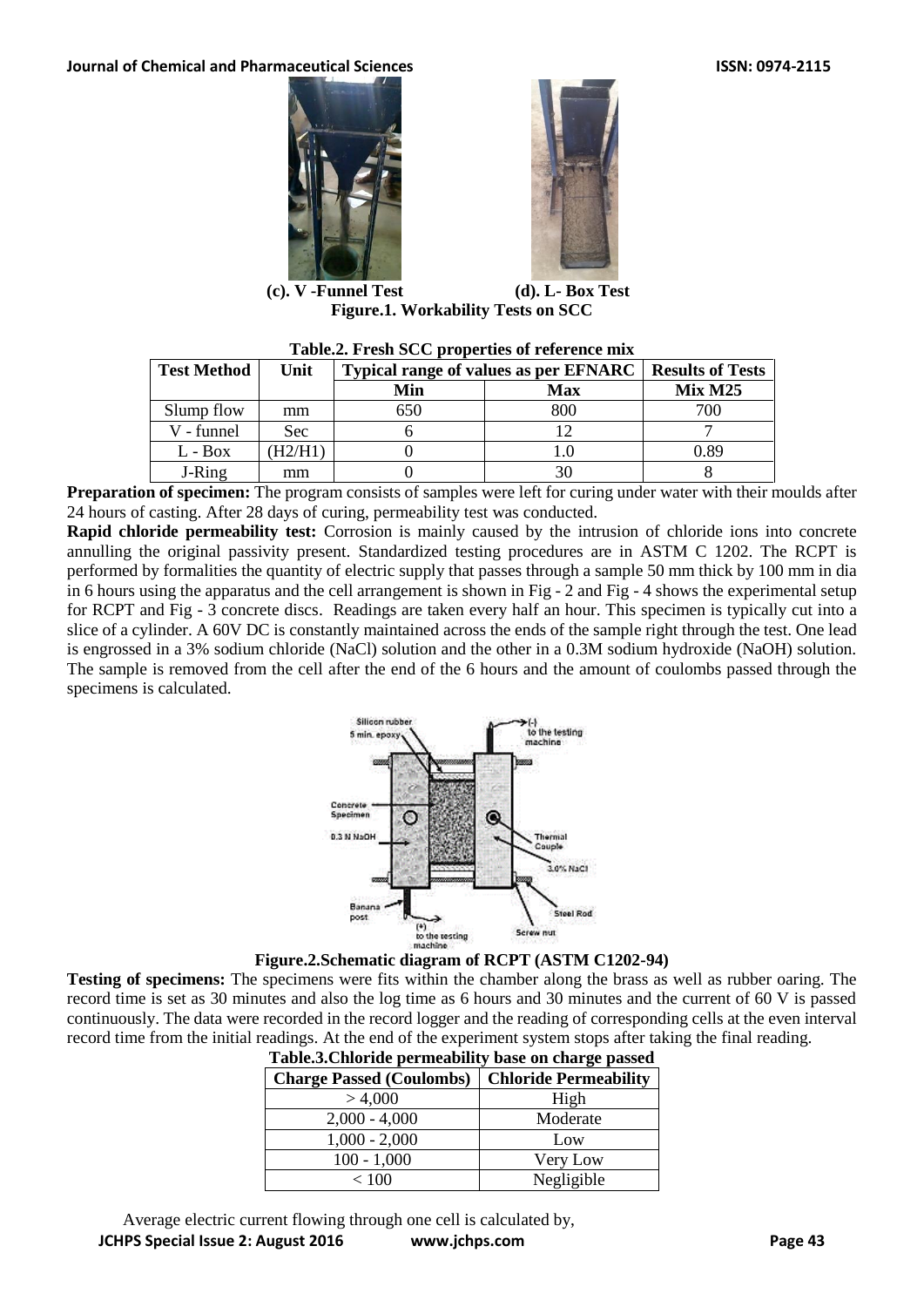(c). V -Funnel Test (d). L- Box Test

**Figure.1. Workability Tests on SCC**

**Table.2. Fresh SCC properties of reference mix**

| Test Method | Unit | Typical range of values as per EFNARC | | Results of Tests |
|---|---|---|---|---|
| | | Min | Max | Mix M25 |
| Slump flow | mm | 650 | 800 | 700 |
| V - funnel | Sec | 6 | 12 | 7 |
| L - Box | (H2/H1) | 0 | 1.0 | 0.89 |
| J-Ring | mm | 0 | 30 | 8 |

**Preparation of specimen:** The program consists of samples were left for curing under water with their moulds after 24 hours of casting. After 28 days of curing, permeability test was conducted.

**Rapid chloride permeability test:** Corrosion is mainly caused by the intrusion of chloride ions into concrete annulling the original passivity present. Standardized testing procedures are in ASTM C 1202. The RCPT is performed by formalities the quantity of electric supply that passes through a sample 50 mm thick by 100 mm in dia in 6 hours using the apparatus and the cell arrangement is shown in Fig - 2 and Fig - 4 shows the experimental setup for RCPT and Fig - 3 concrete discs. Readings are taken every half an hour. This specimen is typically cut into a slice of a cylinder. A 60V DC is constantly maintained across the ends of the sample right through the test. One lead is engrossed in a 3% sodium chloride (NaCl) solution and the other in a 0.3M sodium hydroxide (NaOH) solution. The sample is removed from the cell after the end of the 6 hours and the amount of coulombs passed through the specimens is calculated.

**Figure.2.Schematic diagram of RCPT (ASTM C1202-94)**

**Testing of specimens:** The specimens were fits within the chamber along the brass as well as rubber oaring. The record time is set as 30 minutes and also the log time as 6 hours and 30 minutes and the current of 60 V is passed continuously. The data were recorded in the record logger and the reading of corresponding cells at the even interval record time from the initial readings. At the end of the experiment system stops after taking the final reading.

**Table.3.Chloride permeability base on charge passed**

| Charge Passed (Coulombs) | Chloride Permeability |
|---|---|
| > 4,000 | High |
| 2,000 - 4,000 | Moderate |
| 1,000 - 2,000 | Low |
| 100 - 1,000 | Very Low |
| < 100 | Negligible |

Average electric current flowing through one cell is calculated by,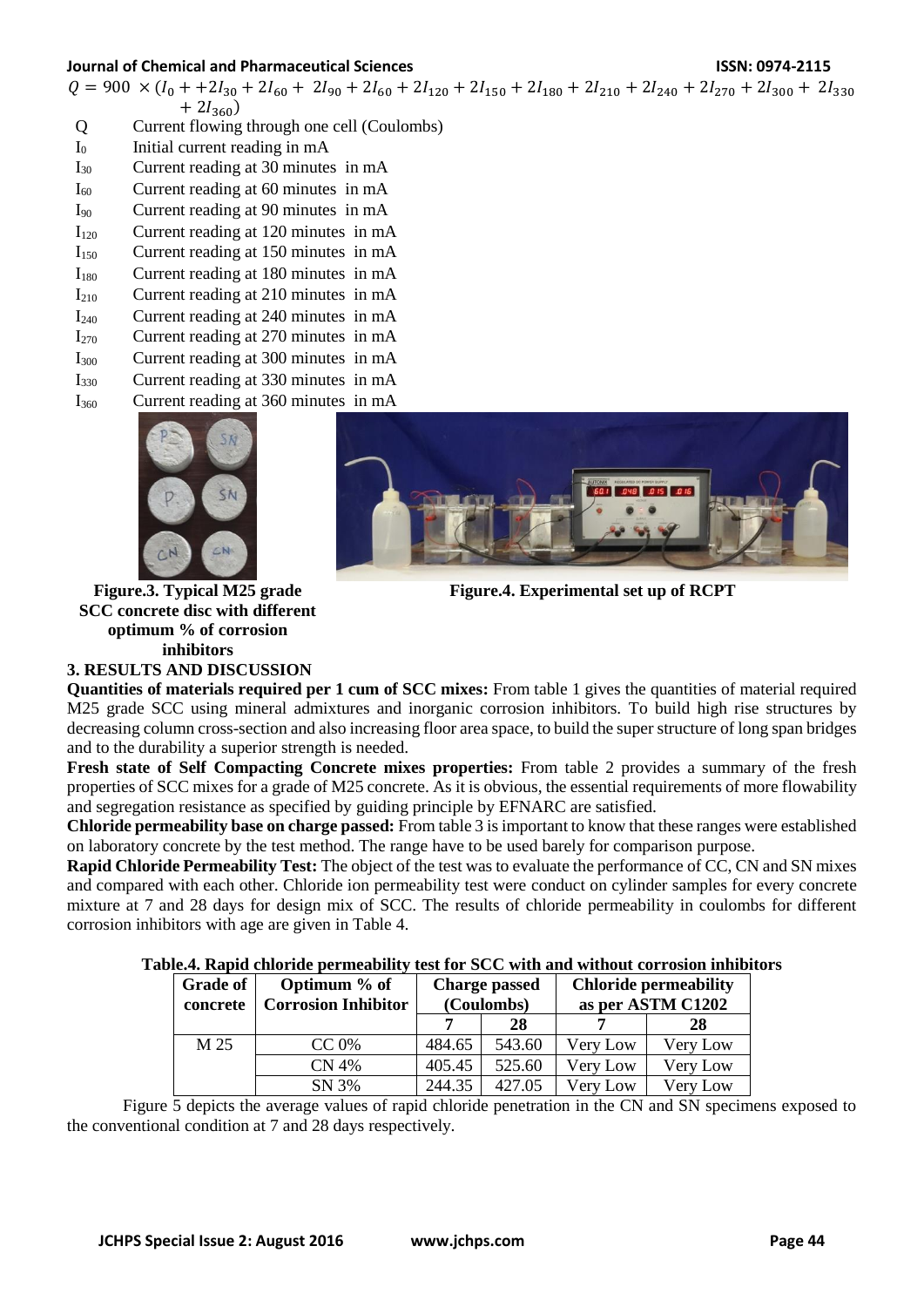$$Q = 900 \times (I_0 + +2I_{30} + 2I_{60} + 2I_{90} + 2I_{60} + 2I_{120} + 2I_{150} + 2I_{180} + 2I_{210} + 2I_{240} + 2I_{270} + 2I_{300} + 2I_{330} + 2I_{360})$$

- Q Current flowing through one cell (Coulombs)
- $I_0$ Initial current reading in mA
- $I_{30}$ Current reading at 30 minutes in mA
- $I_{60}$ Current reading at 60 minutes in mA
- $I_{90}$ Current reading at 90 minutes in mA
- $I_{120}$ Current reading at 120 minutes in mA
- $I_{150}$ Current reading at 150 minutes in mA
- $I_{180}$ Current reading at 180 minutes in mA
- $I_{210}$ Current reading at 210 minutes in mA
- $I_{240}$ Current reading at 240 minutes in mA
- $I_{270}$ Current reading at 270 minutes in mA
- $I_{300}$ Current reading at 300 minutes in mA
- $I_{330}$ Current reading at 330 minutes in mA
- $I_{360}$ Current reading at 360 minutes in mA

**Figure.3. Typical M25 grade SCC concrete disc with different optimum % of corrosion inhibitors**

**Figure.4. Experimental set up of RCPT**

## 3. RESULTS AND DISCUSSION

**Quantities of materials required per 1 cum of SCC mixes:** From table 1 gives the quantities of material required M25 grade SCC using mineral admixtures and inorganic corrosion inhibitors. To build high rise structures by decreasing column cross-section and also increasing floor area space, to build the super structure of long span bridges and to the durability a superior strength is needed.

**Fresh state of Self Compacting Concrete mixes properties:** From table 2 provides a summary of the fresh properties of SCC mixes for a grade of M25 concrete. As it is obvious, the essential requirements of more flowability and segregation resistance as specified by guiding principle by EFNARC are satisfied.

**Chloride permeability base on charge passed:** From table 3 is important to know that these ranges were established on laboratory concrete by the test method. The range have to be used barely for comparison purpose.

**Rapid Chloride Permeability Test:** The object of the test was to evaluate the performance of CC, CN and SN mixes and compared with each other. Chloride ion permeability test were conduct on cylinder samples for every concrete mixture at 7 and 28 days for design mix of SCC. The results of chloride permeability in coulombs for different corrosion inhibitors with age are given in Table 4.

**Table.4. Rapid chloride permeability test for SCC with and without corrosion inhibitors**

| Grade of concrete | Optimum % of Corrosion Inhibitor | Charge passed (Coulombs) | | Chloride permeability as per ASTM C1202 | |
|---|---|---|---|---|---|
| | | 7 | 28 | 7 | 28 |
| M 25 | CC 0% | 484.65 | 543.60 | Very Low | Very Low |
| | CN 4% | 405.45 | 525.60 | Very Low | Very Low |
| | SN 3% | 244.35 | 427.05 | Very Low | Very Low |

Figure 5 depicts the average values of rapid chloride penetration in the CN and SN specimens exposed to the conventional condition at 7 and 28 days respectively.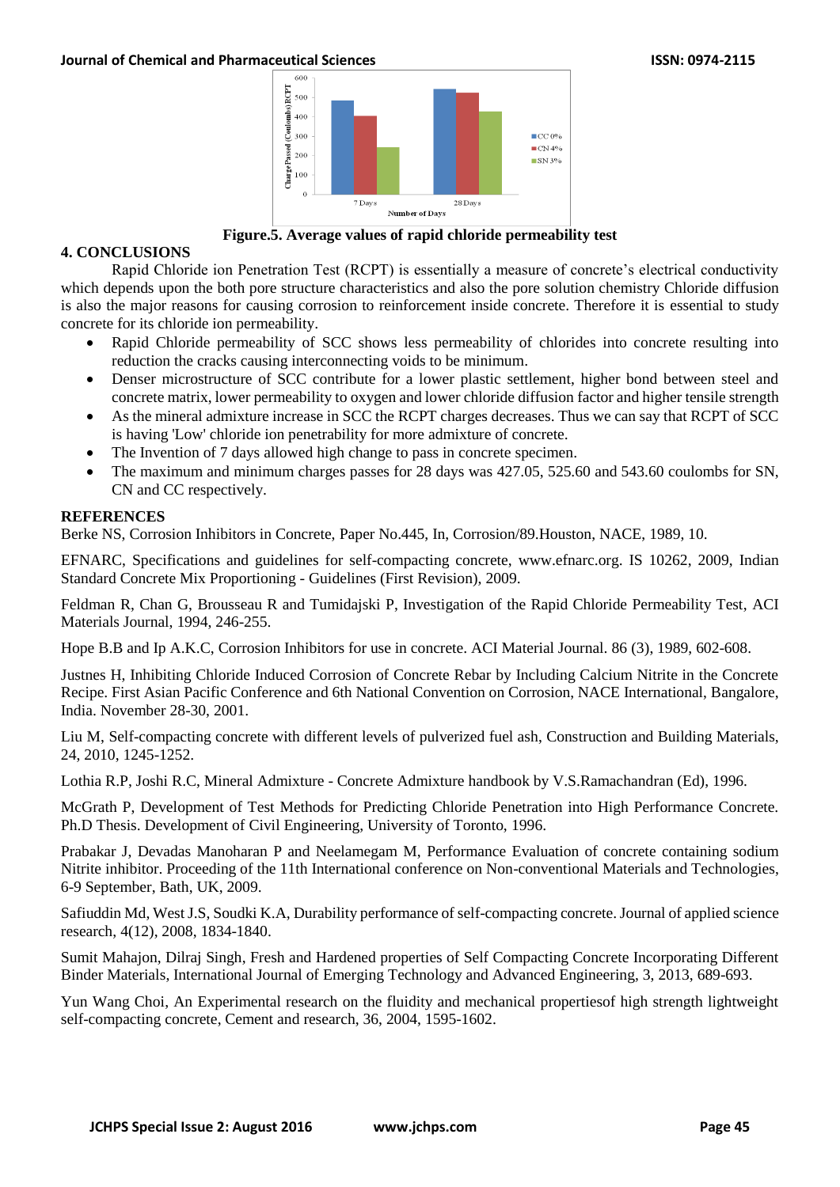600
500
400
300
200
100
0

Charge Passed (Coulombs) RCPT

7 Days
28 Days

Number of Days

CC 0%
CN 4%
SN 3%

**Figure.5. Average values of rapid chloride permeability test**

## 4. CONCLUSIONS

Rapid Chloride ion Penetration Test (RCPT) is essentially a measure of concrete's electrical conductivity which depends upon the both pore structure characteristics and also the pore solution chemistry Chloride diffusion is also the major reasons for causing corrosion to reinforcement inside concrete. Therefore it is essential to study concrete for its chloride ion permeability.

- Rapid Chloride permeability of SCC shows less permeability of chlorides into concrete resulting into reduction the cracks causing interconnecting voids to be minimum.
- Denser microstructure of SCC contribute for a lower plastic settlement, higher bond between steel and concrete matrix, lower permeability to oxygen and lower chloride diffusion factor and higher tensile strength
- As the mineral admixture increase in SCC the RCPT charges decreases. Thus we can say that RCPT of SCC is having 'Low' chloride ion penetrability for more admixture of concrete.
- The Invention of 7 days allowed high change to pass in concrete specimen.
- The maximum and minimum charges passes for 28 days was 427.05, 525.60 and 543.60 coulombs for SN, CN and CC respectively.

## REFERENCES

Berke NS, Corrosion Inhibitors in Concrete, Paper No.445, In, Corrosion/89.Houston, NACE, 1989, 10.

EFNARC, Specifications and guidelines for self-compacting concrete, www.efnarc.org. IS 10262, 2009, Indian Standard Concrete Mix Proportioning - Guidelines (First Revision), 2009.

Feldman R, Chan G, Brousseau R and Tumidajski P, Investigation of the Rapid Chloride Permeability Test, ACI Materials Journal, 1994, 246-255.

Hope B.B and Ip A.K.C, Corrosion Inhibitors for use in concrete. ACI Material Journal. 86 (3), 1989, 602-608.

Justnes H, Inhibiting Chloride Induced Corrosion of Concrete Rebar by Including Calcium Nitrite in the Concrete Recipe. First Asian Pacific Conference and 6th National Convention on Corrosion, NACE International, Bangalore, India. November 28-30, 2001.

Liu M, Self-compacting concrete with different levels of pulverized fuel ash, Construction and Building Materials, 24, 2010, 1245-1252.

Lothia R.P, Joshi R.C, Mineral Admixture - Concrete Admixture handbook by V.S.Ramachandran (Ed), 1996.

McGrath P, Development of Test Methods for Predicting Chloride Penetration into High Performance Concrete. Ph.D Thesis. Development of Civil Engineering, University of Toronto, 1996.

Prabakar J, Devadas Manoharan P and Neelamegam M, Performance Evaluation of concrete containing sodium Nitrite inhibitor. Proceeding of the 11th International conference on Non-conventional Materials and Technologies, 6-9 September, Bath, UK, 2009.

Safiuddin Md, West J.S, Soudki K.A, Durability performance of self-compacting concrete. Journal of applied science research, 4(12), 2008, 1834-1840.

Sumit Mahajon, Dilraj Singh, Fresh and Hardened properties of Self Compacting Concrete Incorporating Different Binder Materials, International Journal of Emerging Technology and Advanced Engineering, 3, 2013, 689-693.

Yun Wang Choi, An Experimental research on the fluidity and mechanical propertiesof high strength lightweight self-compacting concrete, Cement and research, 36, 2004, 1595-1602.